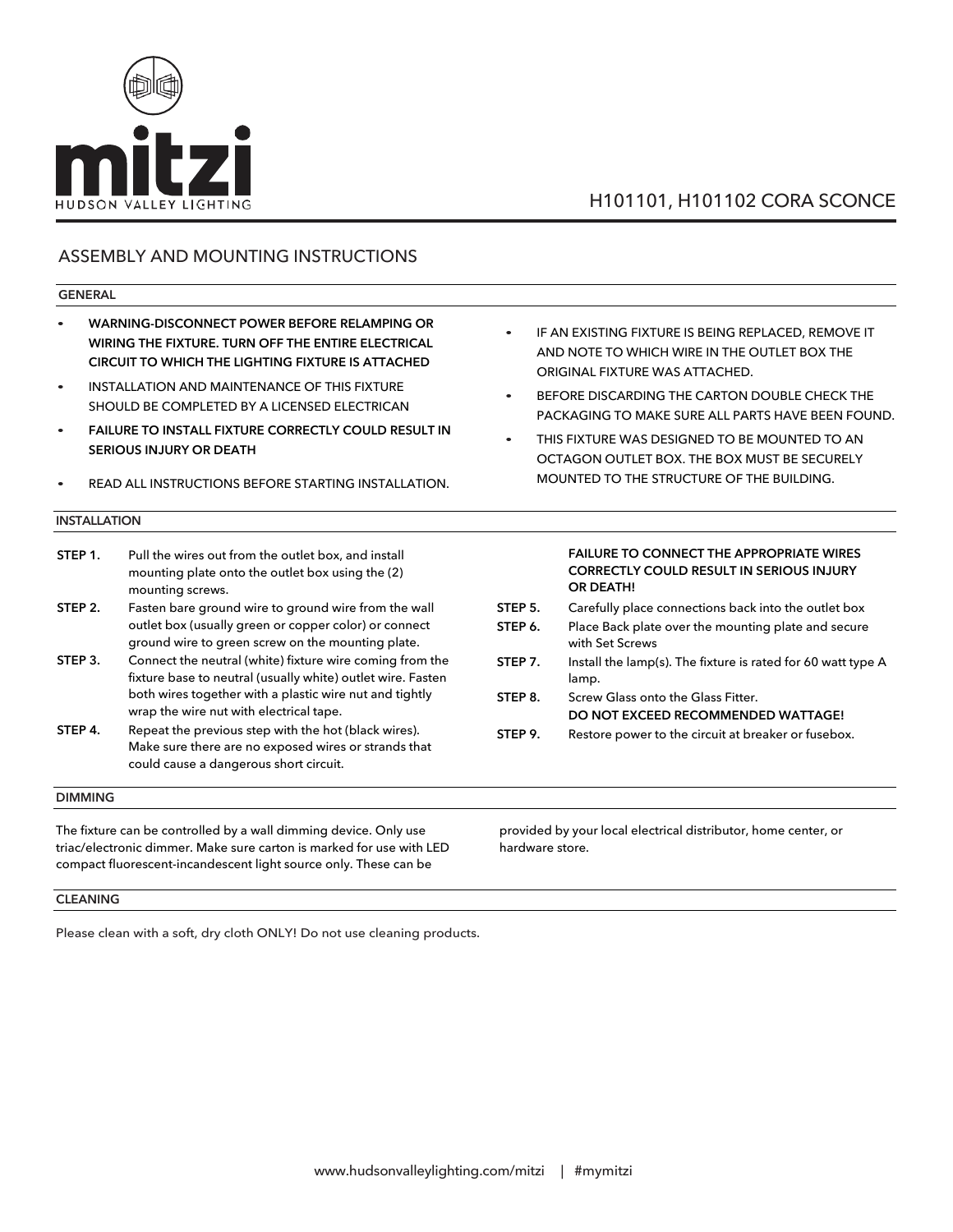mitzi

HUDSON VALLEY LIGHTING

# H101101, H101102 CORA SCONCE

## ASSEMBLY AND MOUNTING INSTRUCTIONS

### GENERAL

- **WARNING-DISCONNECT POWER BEFORE RELAMPING OR WIRING THE FIXTURE. TURN OFF THE ENTIRE ELECTRICAL CIRCUIT TO WHICH THE LIGHTING FIXTURE IS ATTACHED**
- INSTALLATION AND MAINTENANCE OF THIS FIXTURE SHOULD BE COMPLETED BY A LICENSED ELECTRICAN
- **FAILURE TO INSTALL FIXTURE CORRECTLY COULD RESULT IN SERIOUS INJURY OR DEATH**
- READ ALL INSTRUCTIONS BEFORE STARTING INSTALLATION.
- IF AN EXISTING FIXTURE IS BEING REPLACED, REMOVE IT AND NOTE TO WHICH WIRE IN THE OUTLET BOX THE ORIGINAL FIXTURE WAS ATTACHED.
- BEFORE DISCARDING THE CARTON DOUBLE CHECK THE PACKAGING TO MAKE SURE ALL PARTS HAVE BEEN FOUND.
- THIS FIXTURE WAS DESIGNED TO BE MOUNTED TO AN OCTAGON OUTLET BOX. THE BOX MUST BE SECURELY MOUNTED TO THE STRUCTURE OF THE BUILDING.

### INSTALLATION

**STEP 1.** Pull the wires out from the outlet box, and install mounting plate onto the outlet box using the (2) mounting screws.

**STEP 2.** Fasten bare ground wire to ground wire from the wall outlet box (usually green or copper color) or connect ground wire to green screw on the mounting plate.

**STEP 3.** Connect the neutral (white) fixture wire coming from the fixture base to neutral (usually white) outlet wire. Fasten both wires together with a plastic wire nut and tightly wrap the wire nut with electrical tape.

**STEP 4.** Repeat the previous step with the hot (black wires). Make sure there are no exposed wires or strands that could cause a dangerous short circuit.

**FAILURE TO CONNECT THE APPROPRIATE WIRES CORRECTLY COULD RESULT IN SERIOUS INJURY OR DEATH!**

**STEP 5.** Carefully place connections back into the outlet box

**STEP 6.** Place Back plate over the mounting plate and secure with Set Screws

**STEP 7.** Install the lamp(s). The fixture is rated for 60 watt type A lamp.

**STEP 8.** Screw Glass onto the Glass Fitter.
**DO NOT EXCEED RECOMMENDED WATTAGE!**

**STEP 9.** Restore power to the circuit at breaker or fusebox.

### DIMMING

The fixture can be controlled by a wall dimming device. Only use triac/electronic dimmer. Make sure carton is marked for use with LED compact fluorescent-incandescent light source only. These can be provided by your local electrical distributor, home center, or hardware store.

### CLEANING

Please clean with a soft, dry cloth ONLY! Do not use cleaning products.

www.hudsonvalleylighting.com/mitzi | #mymitzi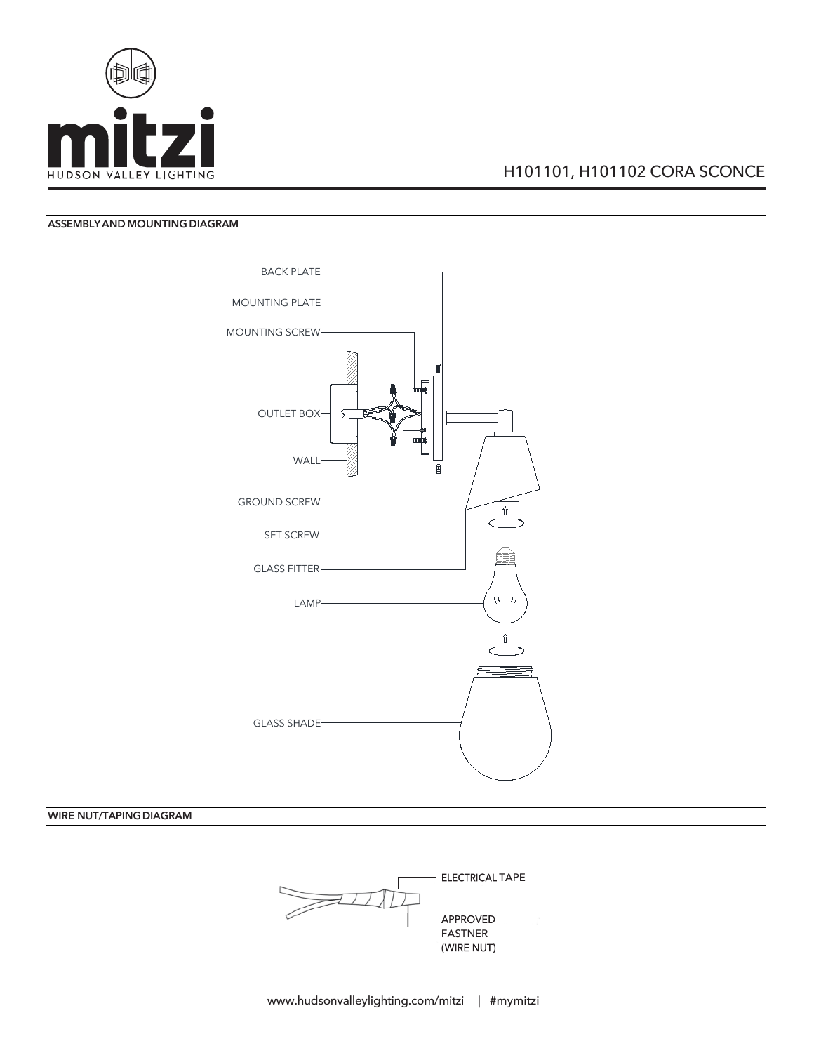# H101101, H101102 CORA SCONCE

## ASSEMBLY AND MOUNTING DIAGRAM

BACK PLATE

MOUNTING PLATE

MOUNTING SCREW

OUTLET BOX

WALL

GROUND SCREW

SET SCREW

GLASS FITTER

LAMP

GLASS SHADE

## WIRE NUT/TAPING DIAGRAM

ELECTRICAL TAPE

APPROVED FASTNER (WIRE NUT)

www.hudsonvalleylighting.com/mitzi | #mymitzi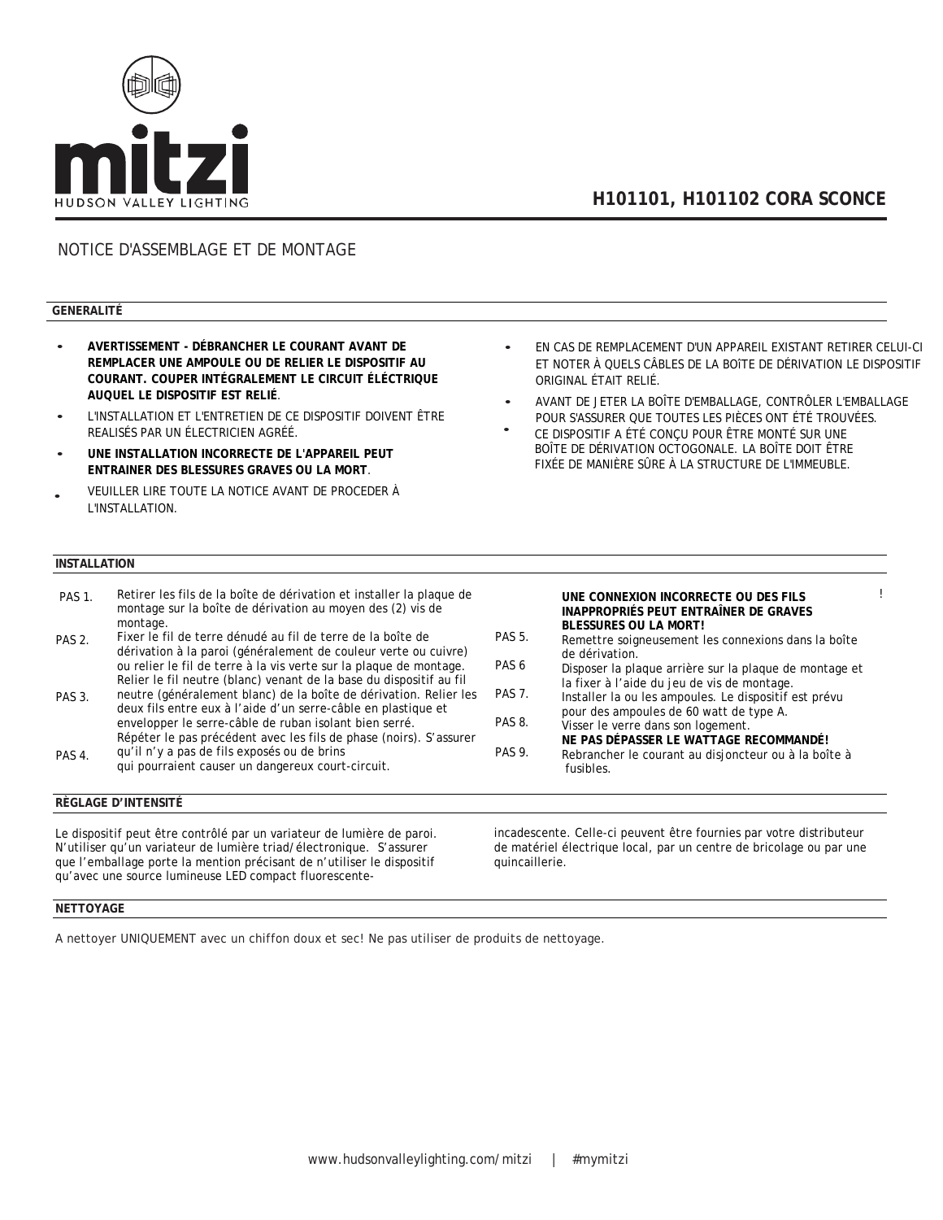mitzi

HUDSON VALLEY LIGHTING

# H101101, H101102 CORA SCONCE

NOTICE D'ASSEMBLAGE ET DE MONTAGE

## GENERALITÉ

- **AVERTISSEMENT - DÉBRANCHER LE COURANT AVANT DE REMPLACER UNE AMPOULE OU DE RELIER LE DISPOSITIF AU COURANT. COUPER INTÉGRALEMENT LE CIRCUIT ÉLÉCTRIQUE AUQUEL LE DISPOSITIF EST RELIÉ**.
- L'INSTALLATION ET L'ENTRETIEN DE CE DISPOSITIF DOIVENT ÊTRE REALISÉS PAR UN ÉLECTRICIEN AGRÉÉ.
- **UNE INSTALLATION INCORRECTE DE L'APPAREIL PEUT ENTRAINER DES BLESSURES GRAVES OU LA MORT**.
- VEUILLER LIRE TOUTE LA NOTICE AVANT DE PROCEDER À L'INSTALLATION.
- EN CAS DE REMPLACEMENT D'UN APPAREIL EXISTANT RETIRER CELUI-CI ET NOTER À QUELS CÂBLES DE LA BOÎTE DE DÉRIVATION LE DISPOSITIF ORIGINAL ÉTAIT RELIÉ.
- AVANT DE JETER LA BOÎTE D'EMBALLAGE, CONTRÔLER L'EMBALLAGE POUR S'ASSURER QUE TOUTES LES PIÈCES ONT ÉTÉ TROUVÉES.
- CE DISPOSITIF A ÉTÉ CONÇU POUR ÊTRE MONTÉ SUR UNE BOÎTE DE DÉRIVATION OCTOGONALE. LA BOÎTE DOIT ÊTRE FIXÉE DE MANIÈRE SÛRE À LA STRUCTURE DE L'IMMEUBLE.

## INSTALLATION

PAS 1. Retirer les fils de la boîte de dérivation et installer la plaque de montage sur la boîte de dérivation au moyen des (2) vis de montage.

PAS 2. Fixer le fil de terre dénudé au fil de terre de la boîte de dérivation à la paroi (généralement de couleur verte ou cuivre) ou relier le fil de terre à la vis verte sur la plaque de montage.

PAS 3. Relier le fil neutre (blanc) venant de la base du dispositif au fil neutre (généralement blanc) de la boîte de dérivation. Relier les deux fils entre eux à l'aide d'un serre-câble en plastique et envelopper le serre-câble de ruban isolant bien serré.

PAS 4. Répéter le pas précédent avec les fils de phase (noirs). S'assurer qu'il n'y a pas de fils exposés ou de brins qui pourraient causer un dangereux court-circuit.

**UNE CONNEXION INCORRECTE OU DES FILS INAPPROPRIÉS PEUT ENTRAÎNER DE GRAVES BLESSURES OU LA MORT!**

PAS 5. Remettre soigneusement les connexions dans la boîte de dérivation.

PAS 6 Disposer la plaque arrière sur la plaque de montage et la fixer à l'aide du jeu de vis de montage.

PAS 7. Installer la ou les ampoules. Le dispositif est prévu pour des ampoules de 60 watt de type A.

PAS 8. Visser le verre dans son logement.

**NE PAS DÉPASSER LE WATTAGE RECOMMANDÉ!**

PAS 9. Rebrancher le courant au disjoncteur ou à la boîte à fusibles.

## RÈGLAGE D'INTENSITÉ

Le dispositif peut être contrôlé par un variateur de lumière de paroi. N'utiliser qu'un variateur de lumière triad/électronique. S'assurer que l'emballage porte la mention précisant de n'utiliser le dispositif qu'avec une source lumineuse LED compact fluorescente-incadescente. Celle-ci peuvent être fournies par votre distributeur de matériel électrique local, par un centre de bricolage ou par une quincaillerie.

## NETTOYAGE

A nettoyer UNIQUEMENT avec un chiffon doux et sec! Ne pas utiliser de produits de nettoyage.

www.hudsonvalleylighting.com/mitzi | #mymitzi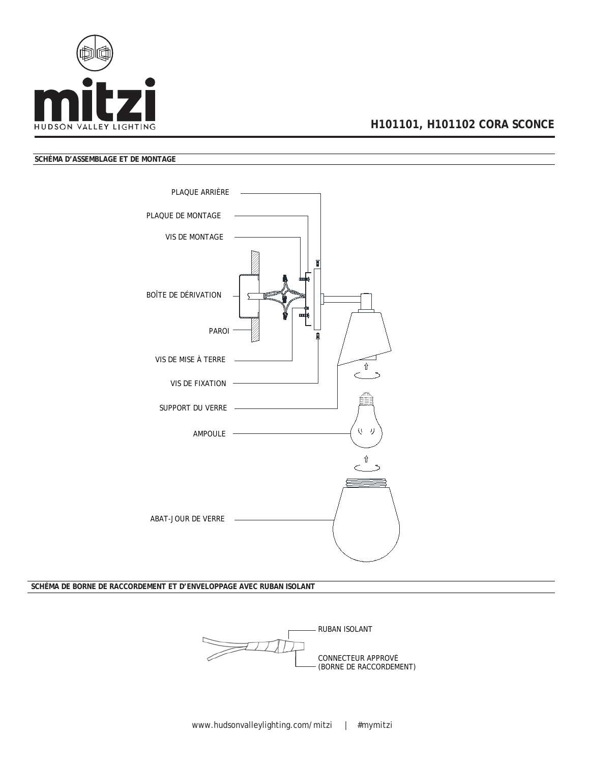## H101101, H101102 CORA SCONCE

**SCHÉMA D'ASSEMBLAGE ET DE MONTAGE**

PLAQUE ARRIÈRE

PLAQUE DE MONTAGE

VIS DE MONTAGE

BOÎTE DE DÉRIVATION

PAROI

VIS DE MISE À TERRE

VIS DE FIXATION

SUPPORT DU VERRE

AMPOULE

ABAT-JOUR DE VERRE

**SCHÉMA DE BORNE DE RACCORDEMENT ET D'ENVELOPPAGE AVEC RUBAN ISOLANT**

RUBAN ISOLANT

CONNECTEUR APPROVÉ (BORNE DE RACCORDEMENT)

www.hudsonvalleylighting.com/mitzi | #mymitzi